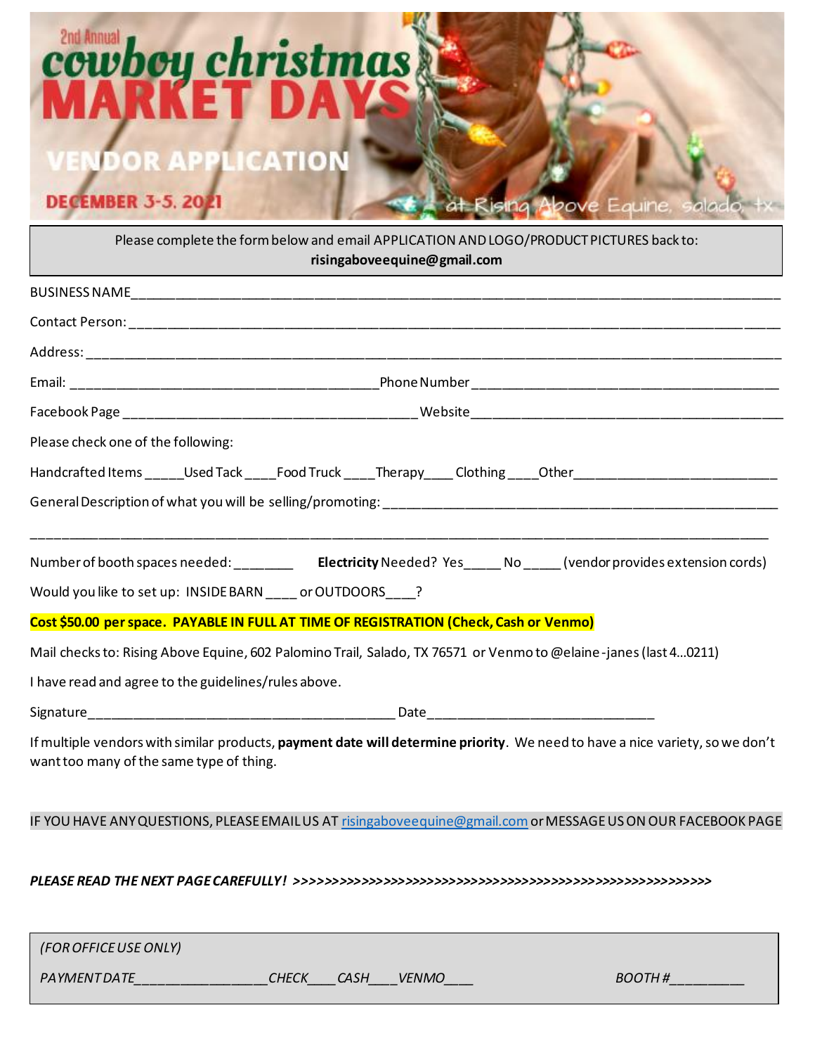2nd Annual

# cowboy christmas MARKET DAYS

## VENDOR APPLICATION

**DECEMBER 3-5, 2021**

at Rising Above Equine, salado, tx

Please complete the form below and email APPLICATION AND LOGO/PRODUCT PICTURES back to:
**risingaboveequine@gmail.com**

BUSINESS NAME______________________________________________________________________________

Contact Person: _____________________________________________________________________________

Address: ___________________________________________________________________________________

Email: ________________________________________Phone Number _______________________________________

Facebook Page ______________________________________ Website_______________________________________

Please check one of the following:

Handcrafted Items _____Used Tack ____Food Truck ____Therapy____ Clothing ____Other___________________________

General Description of what you will be selling/promoting: ______________________________________________________

__________________________________________________________________________________________________

Number of booth spaces needed: ________ **Electricity** Needed? Yes_____ No _____ (vendor provides extension cords)

Would you like to set up: INSIDE BARN ____ or OUTDOORS____?

**Cost $50.00 per space. PAYABLE IN FULL AT TIME OF REGISTRATION (Check, Cash or Venmo)**

Mail checks to: Rising Above Equine, 602 Palomino Trail, Salado, TX 76571 or Venmo to @elaine-janes (last 4…0211)

I have read and agree to the guidelines/rules above.

Signature_________________________________________ Date_____________________________

If multiple vendors with similar products, **payment date will determine priority**. We need to have a nice variety, so we don't want too many of the same type of thing.

IF YOU HAVE ANY QUESTIONS, PLEASE EMAIL US AT risingaboveequine@gmail.com or MESSAGE US ON OUR FACEBOOK PAGE

***PLEASE READ THE NEXT PAGE CAREFULLY! >>>>>>>>>>>>>>>>>>>>>>>>>>>>>>>>>>>>>>>>>>>>>>>>>>>>>>>>>>>***

*(FOR OFFICE USE ONLY)*

*PAYMENT DATE_________________CHECK____CASH____VENMO____ BOOTH #__________*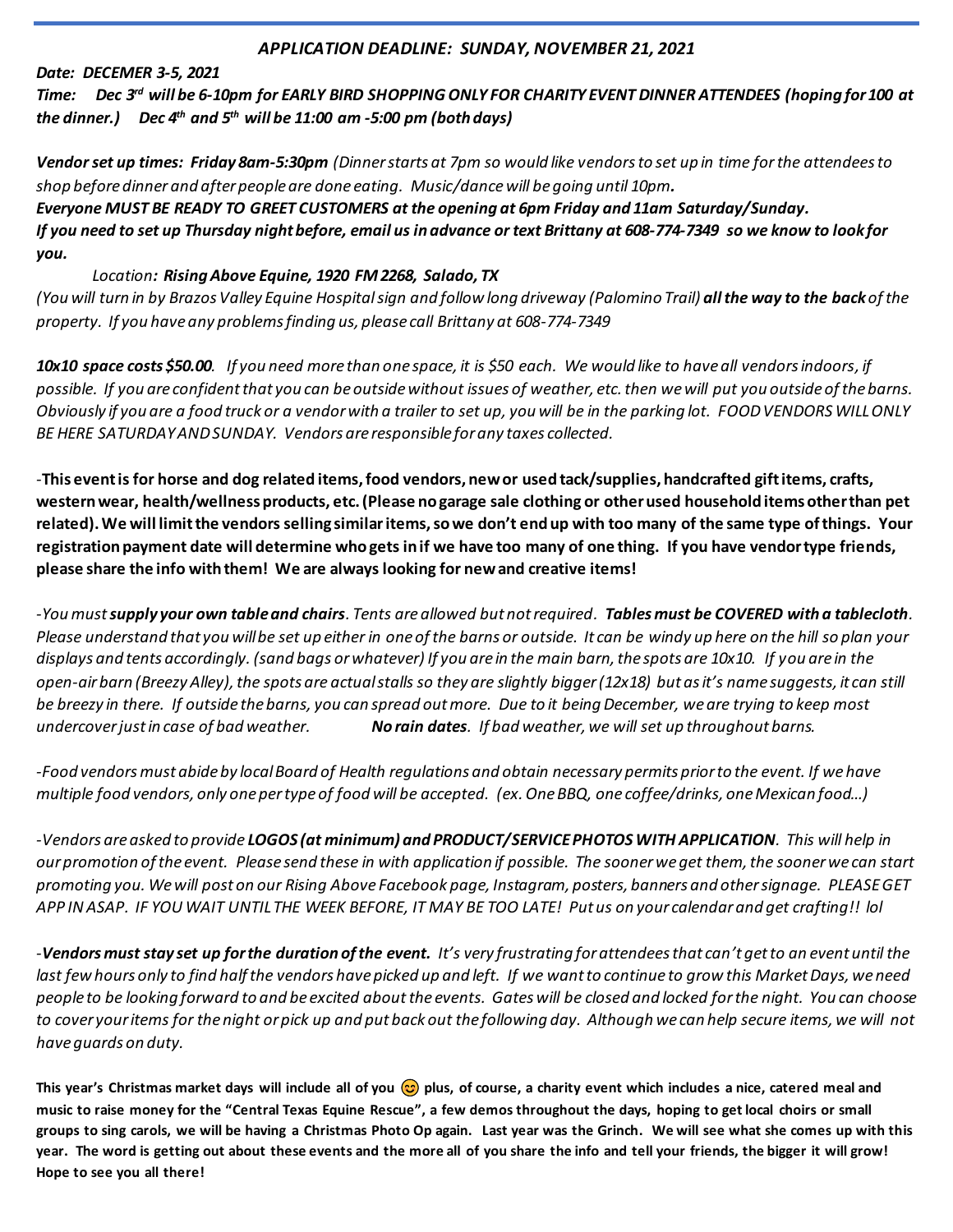***APPLICATION DEADLINE: SUNDAY, NOVEMBER 21, 2021***

***Date: DECEMER 3-5, 2021***

***Time: Dec 3rd will be 6-10pm for EARLY BIRD SHOPPING ONLY FOR CHARITY EVENT DINNER ATTENDEES (hoping for 100 at the dinner.) Dec 4th and 5th will be 11:00 am -5:00 pm (both days)***

***Vendor set up times: Friday 8am-5:30pm*** *(Dinner starts at 7pm so would like vendors to set up in time for the attendees to shop before dinner and after people are done eating. Music/dance will be going until 10pm.*

***Everyone MUST BE READY TO GREET CUSTOMERS at the opening at 6pm Friday and 11am Saturday/Sunday.***

***If you need to set up Thursday night before, email us in advance or text Brittany at 608-774-7349 so we know to look for you.***

*Location**: Rising Above Equine, 1920 FM 2268, Salado, TX***

*(You will turn in by Brazos Valley Equine Hospital sign and follow long driveway (Palomino Trail)* ***all the way to the back*** *of the property. If you have any problems finding us, please call Brittany at 608-774-7349*

***10x10 space costs $50.00****. If you need more than one space, it is $50 each. We would like to have all vendors indoors, if possible. If you are confident that you can be outside without issues of weather, etc. then we will put you outside of the barns. Obviously if you are a food truck or a vendor with a trailer to set up, you will be in the parking lot. FOOD VENDORS WILL ONLY BE HERE SATURDAY AND SUNDAY. Vendors are responsible for any taxes collected.*

-**This event is for horse and dog related items, food vendors, new or used tack/supplies, handcrafted gift items, crafts, western wear, health/wellness products, etc. (Please no garage sale clothing or other used household items other than pet related). We will limit the vendors selling similar items, so we don't end up with too many of the same type of things. Your registration payment date will determine who gets in if we have too many of one thing. If you have vendor type friends, please share the info with them! We are always looking for new and creative items!**

*-You must **supply your own table and chairs**. Tents are allowed but not required. **Tables must be COVERED with a tablecloth**. Please understand that you will be set up either in one of the barns or outside. It can be windy up here on the hill so plan your displays and tents accordingly. (sand bags or whatever) If you are in the main barn, the spots are 10x10. If you are in the open-air barn (Breezy Alley), the spots are actual stalls so they are slightly bigger (12x18) but as it's name suggests, it can still be breezy in there. If outside the barns, you can spread out more. Due to it being December, we are trying to keep most undercover just in case of bad weather. **No rain dates**. If bad weather, we will set up throughout barns.*

*-Food vendors must abide by local Board of Health regulations and obtain necessary permits prior to the event. If we have multiple food vendors, only one per type of food will be accepted. (ex. One BBQ, one coffee/drinks, one Mexican food…)*

*-Vendors are asked to provide **LOGOS (at minimum) and PRODUCT/SERVICE PHOTOS WITH APPLICATION**. This will help in our promotion of the event. Please send these in with application if possible. The sooner we get them, the sooner we can start promoting you. We will post on our Rising Above Facebook page, Instagram, posters, banners and other signage. PLEASE GET APP IN ASAP. IF YOU WAIT UNTIL THE WEEK BEFORE, IT MAY BE TOO LATE! Put us on your calendar and get crafting!! lol*

-***Vendors must stay set up for the duration of the event.*** *It's very frustrating for attendees that can't get to an event until the last few hours only to find half the vendors have picked up and left. If we want to continue to grow this Market Days, we need people to be looking forward to and be excited about the events. Gates will be closed and locked for the night. You can choose to cover your items for the night or pick up and put back out the following day. Although we can help secure items, we will not have guards on duty.*

**This year's Christmas market days will include all of you 😊 plus, of course, a charity event which includes a nice, catered meal and music to raise money for the "Central Texas Equine Rescue", a few demos throughout the days, hoping to get local choirs or small groups to sing carols, we will be having a Christmas Photo Op again. Last year was the Grinch. We will see what she comes up with this year. The word is getting out about these events and the more all of you share the info and tell your friends, the bigger it will grow! Hope to see you all there!**